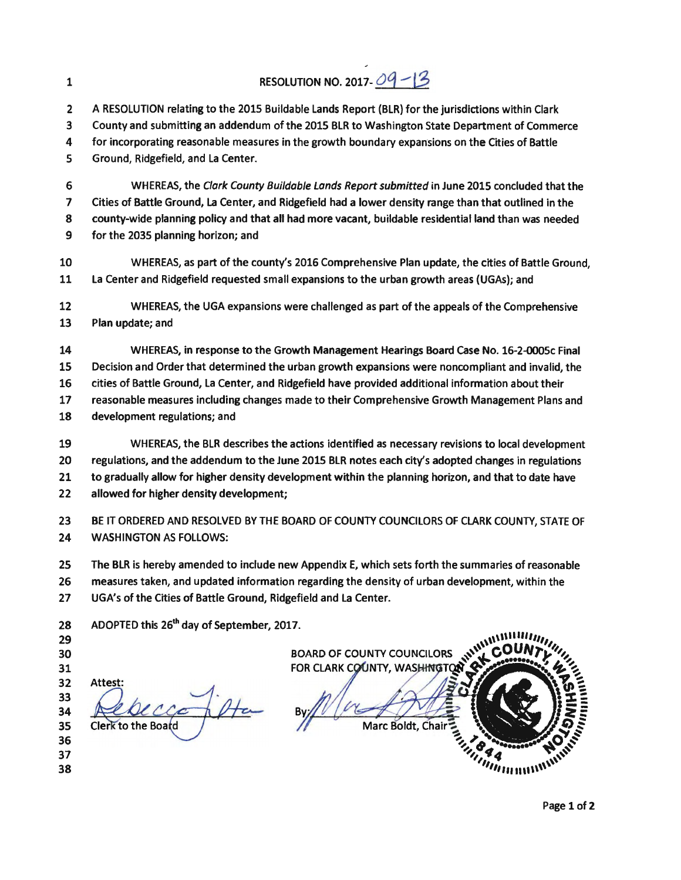# RESOLUTION NO. 2017-09-13

A RESOLUTION relating to the 2015 Buildable Lands Report (BLR) for the jurisdictions within Clark County and submitting an addendum of the 2015 BLR to Washington State Department of Commerce for incorporating reasonable measures in the growth boundary expansions on the Cities of Battle Ground, Ridgefield, and La Center.

WHEREAS, the *Clark County Buildable Lands Report submitted* in June 2015 concluded that the Cities of Battle Ground, La Center, and Ridgefield had a lower density range than that outlined in the county-wide planning policy and that all had more vacant, buildable residential land than was needed for the 2035 planning horizon; and

WHEREAS, as part of the county's 2016 Comprehensive Plan update, the cities of Battle Ground, La Center and Ridgefield requested small expansions to the urban growth areas (UGAs); and

WHEREAS, the UGA expansions were challenged as part of the appeals of the Comprehensive Plan update; and

WHEREAS, in response to the Growth Management Hearings Board Case No. 16-2-0005c Final Decision and Order that determined the urban growth expansions were noncompliant and invalid, the cities of Battle Ground, La Center, and Ridgefield have provided additional information about their reasonable measures including changes made to their Comprehensive Growth Management Plans and development regulations; and

WHEREAS, the BLR describes the actions identified as necessary revisions to local development regulations, and the addendum to the June 2015 BLR notes each city's adopted changes in regulations to gradually allow for higher density development within the planning horizon, and that to date have allowed for higher density development;

BE IT ORDERED AND RESOLVED BY THE BOARD OF COUNTY COUNCILORS OF CLARK COUNTY, STATE OF WASHINGTON AS FOLLOWS:

The BLR is hereby amended to include new Appendix E, which sets forth the summaries of reasonable measures taken, and updated information regarding the density of urban development, within the UGA's of the Cities of Battle Ground, Ridgefield and La Center.

ADOPTED this 26th day of September, 2017.

BOARD OF COUNTY COUNCILORS
FOR CLARK COUNTY, WASHINGTON

Attest:

Clerk to the Board

By: ____________________
Marc Boldt, Chair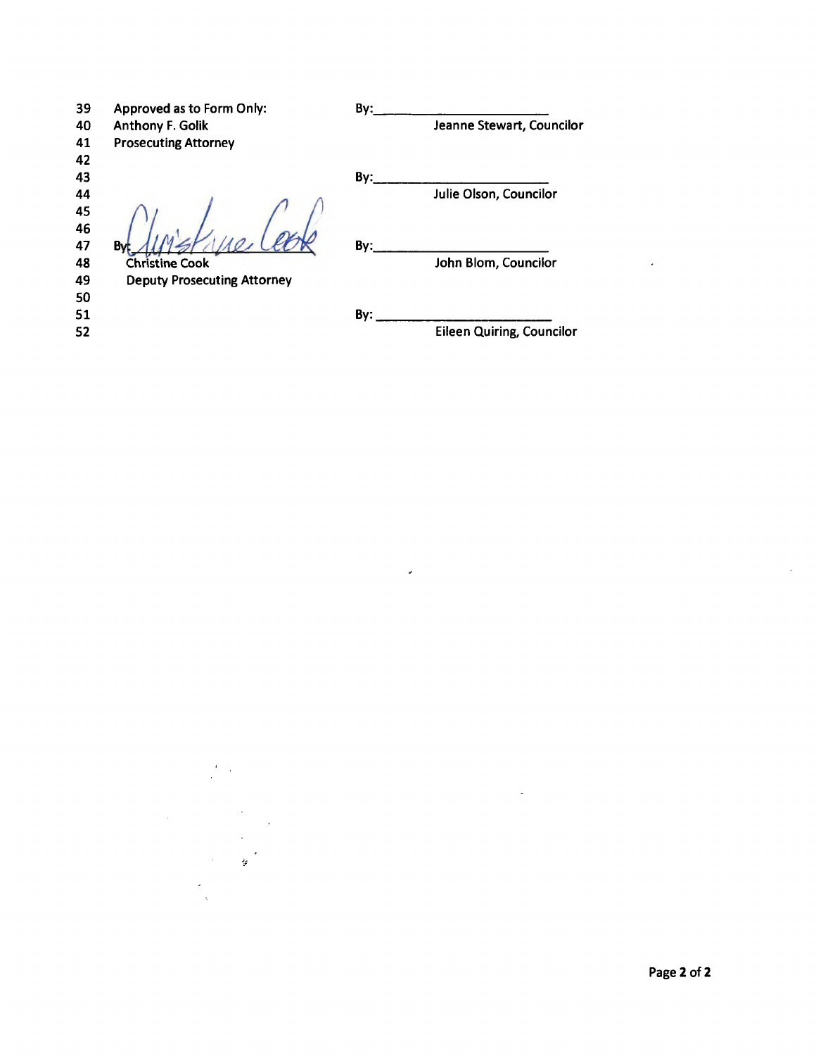39 Approved as to Form Only:
40 Anthony F. Golik
41 Prosecuting Attorney
42
43
44
45
46
47 By: *Christine Cook*
48 Christine Cook
49 Deputy Prosecuting Attorney
50
51
52

By:\_\_\_\_\_\_\_\_\_\_\_\_\_\_\_\_\_\_\_\_\_\_\_\_
Jeanne Stewart, Councilor

By:\_\_\_\_\_\_\_\_\_\_\_\_\_\_\_\_\_\_\_\_\_\_\_\_
Julie Olson, Councilor

By:\_\_\_\_\_\_\_\_\_\_\_\_\_\_\_\_\_\_\_\_\_\_\_\_
John Blom, Councilor

By:\_\_\_\_\_\_\_\_\_\_\_\_\_\_\_\_\_\_\_\_\_\_\_\_
Eileen Quiring, Councilor